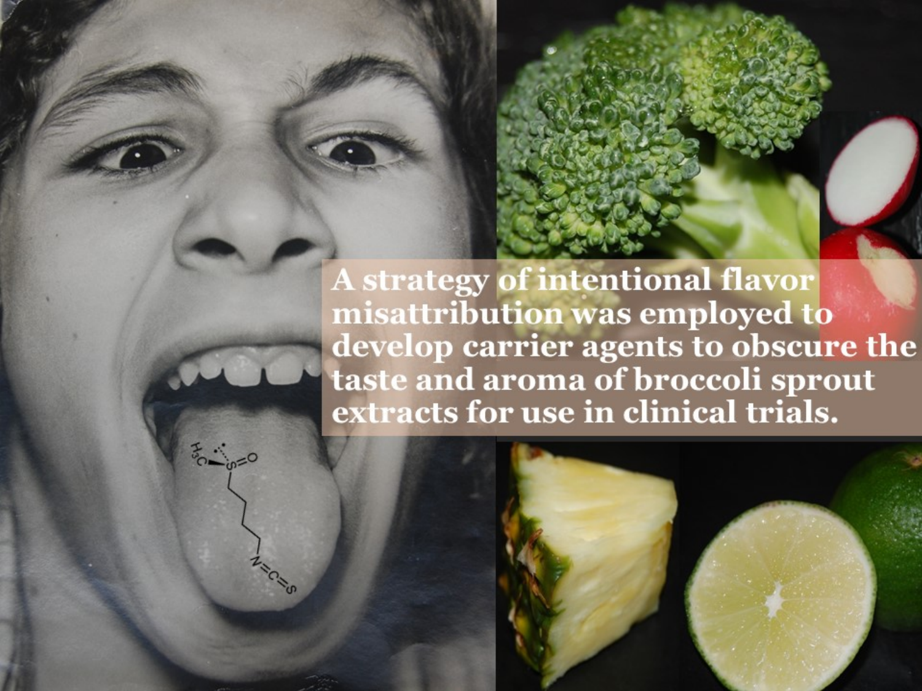A strategy of intentional flavor misattribution was employed to develop carrier agents to obscure the taste and aroma of broccoli sprout extracts for use in clinical trials.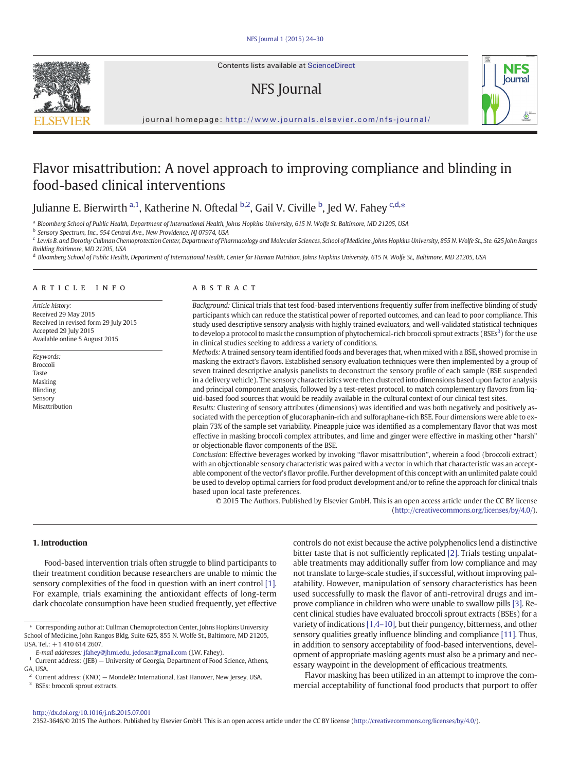# Flavor misattribution: A novel approach to improving compliance and blinding in food-based clinical interventions

Julianne E. Bierwirth [a,1], Katherine N. Oftedal [b,2], Gail V. Civille [b], Jed W. Fahey [c,d,*]

[a] Bloomberg School of Public Health, Department of International Health, Johns Hopkins University, 615 N. Wolfe St. Baltimore, MD 21205, USA

[b] Sensory Spectrum, Inc., 554 Central Ave., New Providence, NJ 07974, USA

[c] Lewis B. and Dorothy Cullman Chemoprotection Center, Department of Pharmacology and Molecular Sciences, School of Medicine, Johns Hopkins University, 855 N. Wolfe St., Ste. 625 John Rangos Building Baltimore, MD 21205, USA

[d] Bloomberg School of Public Health, Department of International Health, Center for Human Nutrition, Johns Hopkins University, 615 N. Wolfe St., Baltimore, MD 21205, USA

## ARTICLE INFO

*Article history:*
Received 29 May 2015
Received in revised form 29 July 2015
Accepted 29 July 2015
Available online 5 August 2015

*Keywords:*
Broccoli
Taste
Masking
Blinding
Sensory
Misattribution

## ABSTRACT

*Background:* Clinical trials that test food-based interventions frequently suffer from ineffective blinding of study participants which can reduce the statistical power of reported outcomes, and can lead to poor compliance. This study used descriptive sensory analysis with highly trained evaluators, and well-validated statistical techniques to develop a protocol to mask the consumption of phytochemical-rich broccoli sprout extracts (BSEs[3]) for the use in clinical studies seeking to address a variety of conditions.

*Methods:* A trained sensory team identified foods and beverages that, when mixed with a BSE, showed promise in masking the extract's flavors. Established sensory evaluation techniques were then implemented by a group of seven trained descriptive analysis panelists to deconstruct the sensory profile of each sample (BSE suspended in a delivery vehicle). The sensory characteristics were then clustered into dimensions based upon factor analysis and principal component analysis, followed by a test-retest protocol, to match complementary flavors from liquid-based food sources that would be readily available in the cultural context of our clinical test sites.

*Results:* Clustering of sensory attributes (dimensions) was identified and was both negatively and positively associated with the perception of glucoraphanin-rich and sulforaphane-rich BSE. Four dimensions were able to explain 73% of the sample set variability. Pineapple juice was identified as a complementary flavor that was most effective in masking broccoli complex attributes, and lime and ginger were effective in masking other "harsh" or objectionable flavor components of the BSE.

*Conclusion:* Effective beverages worked by invoking "flavor misattribution", wherein a food (broccoli extract) with an objectionable sensory characteristic was paired with a vector in which that characteristic was an acceptable component of the vector's flavor profile. Further development of this concept with an unlimited palate could be used to develop optimal carriers for food product development and/or to refine the approach for clinical trials based upon local taste preferences.

© 2015 The Authors. Published by Elsevier GmbH. This is an open access article under the CC BY license (http://creativecommons.org/licenses/by/4.0/).

## 1. Introduction

Food-based intervention trials often struggle to blind participants to their treatment condition because researchers are unable to mimic the sensory complexities of the food in question with an inert control [1]. For example, trials examining the antioxidant effects of long-term dark chocolate consumption have been studied frequently, yet effective controls do not exist because the active polyphenolics lend a distinctive bitter taste that is not sufficiently replicated [2]. Trials testing unpalatable treatments may additionally suffer from low compliance and may not translate to large-scale studies, if successful, without improving palatability. However, manipulation of sensory characteristics has been used successfully to mask the flavor of anti-retroviral drugs and improve compliance in children who were unable to swallow pills [3]. Recent clinical studies have evaluated broccoli sprout extracts (BSEs) for a variety of indications [1,4–10], but their pungency, bitterness, and other sensory qualities greatly influence blinding and compliance [11]. Thus, in addition to sensory acceptability of food-based interventions, development of appropriate masking agents must also be a primary and necessary waypoint in the development of efficacious treatments.

Flavor masking has been utilized in an attempt to improve the commercial acceptability of functional food products that purport to offer

---

* Corresponding author at: Cullman Chemoprotection Center, Johns Hopkins University School of Medicine, John Rangos Bldg, Suite 625, 855 N. Wolfe St., Baltimore, MD 21205, USA. Tel.: +1 410 614 2607.
*E-mail addresses:* jfahey@jhmi.edu, jedosan@gmail.com (J.W. Fahey).

[1] Current address: (JEB) — University of Georgia, Department of Food Science, Athens, GA, USA.

[2] Current address: (KNO) — Mondelēz International, East Hanover, New Jersey, USA.

[3] BSEs: broccoli sprout extracts.

http://dx.doi.org/10.1016/j.nfs.2015.07.001
2352-3646/© 2015 The Authors. Published by Elsevier GmbH. This is an open access article under the CC BY license (http://creativecommons.org/licenses/by/4.0/).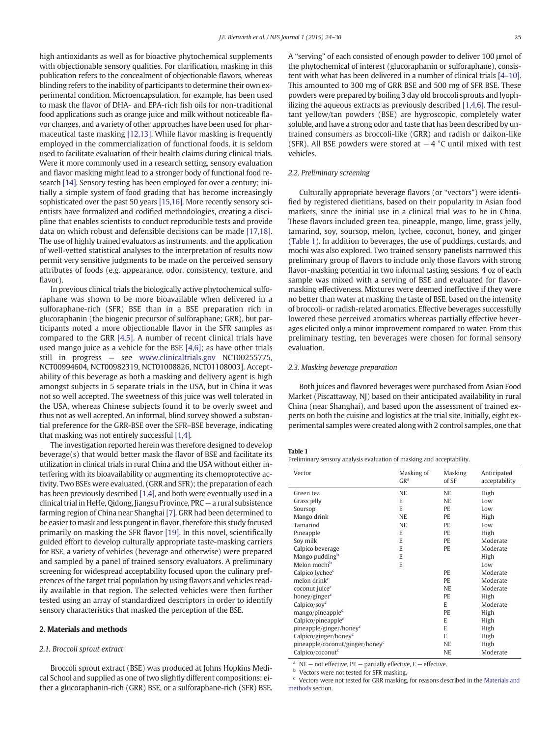high antioxidants as well as for bioactive phytochemical supplements with objectionable sensory qualities. For clarification, masking in this publication refers to the concealment of objectionable flavors, whereas blinding refers to the inability of participants to determine their own experimental condition. Microencapsulation, for example, has been used to mask the flavor of DHA- and EPA-rich fish oils for non-traditional food applications such as orange juice and milk without noticeable flavor changes, and a variety of other approaches have been used for pharmaceutical taste masking [12,13]. While flavor masking is frequently employed in the commercialization of functional foods, it is seldom used to facilitate evaluation of their health claims during clinical trials. Were it more commonly used in a research setting, sensory evaluation and flavor masking might lead to a stronger body of functional food research [14]. Sensory testing has been employed for over a century; initially a simple system of food grading that has become increasingly sophisticated over the past 50 years [15,16]. More recently sensory scientists have formalized and codified methodologies, creating a discipline that enables scientists to conduct reproducible tests and provide data on which robust and defensible decisions can be made [17,18]. The use of highly trained evaluators as instruments, and the application of well-vetted statistical analyses to the interpretation of results now permit very sensitive judgments to be made on the perceived sensory attributes of foods (e.g. appearance, odor, consistency, texture, and flavor).

In previous clinical trials the biologically active phytochemical sulforaphane was shown to be more bioavailable when delivered in a sulforaphane-rich (SFR) BSE than in a BSE preparation rich in glucoraphanin (the biogenic precursor of sulforaphane; GRR), but participants noted a more objectionable flavor in the SFR samples as compared to the GRR [4,5]. A number of recent clinical trials have used mango juice as a vehicle for the BSE [4,6]; as have other trials still in progress — see www.clinicaltrials.gov NCT00255775, NCT00994604, NCT00982319, NCT01008826, NCT01108003]. Acceptability of this beverage as both a masking and delivery agent is high amongst subjects in 5 separate trials in the USA, but in China it was not so well accepted. The sweetness of this juice was well tolerated in the USA, whereas Chinese subjects found it to be overly sweet and thus not as well accepted. An informal, blind survey showed a substantial preference for the GRR-BSE over the SFR–BSE beverage, indicating that masking was not entirely successful [1,4].

The investigation reported herein was therefore designed to develop beverage(s) that would better mask the flavor of BSE and facilitate its utilization in clinical trials in rural China and the USA without either interfering with its bioavailability or augmenting its chemoprotective activity. Two BSEs were evaluated, (GRR and SFR); the preparation of each has been previously described [1,4], and both were eventually used in a clinical trial in HeHe, Qidong, Jiangsu Province, PRC — a rural subsistence farming region of China near Shanghai [7]. GRR had been determined to be easier to mask and less pungent in flavor, therefore this study focused primarily on masking the SFR flavor [19]. In this novel, scientifically guided effort to develop culturally appropriate taste-masking carriers for BSE, a variety of vehicles (beverage and otherwise) were prepared and sampled by a panel of trained sensory evaluators. A preliminary screening for widespread acceptability focused upon the culinary preferences of the target trial population by using flavors and vehicles readily available in that region. The selected vehicles were then further tested using an array of standardized descriptors in order to identify sensory characteristics that masked the perception of the BSE.

## 2. Materials and methods

### 2.1. Broccoli sprout extract

Broccoli sprout extract (BSE) was produced at Johns Hopkins Medical School and supplied as one of two slightly different compositions: either a glucoraphanin-rich (GRR) BSE, or a sulforaphane-rich (SFR) BSE. A "serving" of each consisted of enough powder to deliver 100 μmol of the phytochemical of interest (glucoraphanin or sulforaphane), consistent with what has been delivered in a number of clinical trials [4–10]. This amounted to 300 mg of GRR BSE and 500 mg of SFR BSE. These powders were prepared by boiling 3 day old broccoli sprouts and lyophilizing the aqueous extracts as previously described [1,4,6]. The resultant yellow/tan powders (BSE) are hygroscopic, completely water soluble, and have a strong odor and taste that has been described by untrained consumers as broccoli-like (GRR) and radish or daikon-like (SFR). All BSE powders were stored at −4 °C until mixed with test vehicles.

### 2.2. Preliminary screening

Culturally appropriate beverage flavors (or "vectors") were identified by registered dietitians, based on their popularity in Asian food markets, since the initial use in a clinical trial was to be in China. These flavors included green tea, pineapple, mango, lime, grass jelly, tamarind, soy, soursop, melon, lychee, coconut, honey, and ginger (Table 1). In addition to beverages, the use of puddings, custards, and mochi was also explored. Two trained sensory panelists narrowed this preliminary group of flavors to include only those flavors with strong flavor-masking potential in two informal tasting sessions. 4 oz of each sample was mixed with a serving of BSE and evaluated for flavor-masking effectiveness. Mixtures were deemed ineffective if they were no better than water at masking the taste of BSE, based on the intensity of broccoli- or radish-related aromatics. Effective beverages successfully lowered these perceived aromatics whereas partially effective beverages elicited only a minor improvement compared to water. From this preliminary testing, ten beverages were chosen for formal sensory evaluation.

### 2.3. Masking beverage preparation

Both juices and flavored beverages were purchased from Asian Food Market (Piscattaway, NJ) based on their anticipated availability in rural China (near Shanghai), and based upon the assessment of trained experts on both the cuisine and logistics at the trial site. Initially, eight experimental samples were created along with 2 control samples, one that

**Table 1**
Preliminary sensory analysis evaluation of masking and acceptability.

| Vector | Masking of GR[a] | Masking of SF | Anticipated acceptability |
|---|---|---|---|
| Green tea | NE | NE | High |
| Grass jelly | E | NE | Low |
| Soursop | E | PE | Low |
| Mango drink | NE | PE | High |
| Tamarind | NE | PE | Low |
| Pineapple | E | PE | High |
| Soy milk | E | PE | Moderate |
| Calpico beverage | E | PE | Moderate |
| Mango pudding[b] | E | | High |
| Melon mochi[b] | E | | Low |
| Calpico lychee[c] | | PE | Moderate |
| melon drink[c] | | PE | Moderate |
| coconut juice[c] | | NE | Moderate |
| honey/ginger[c] | | PE | High |
| Calpico/soy[c] | | E | Moderate |
| mango/pineapple[c] | | PE | High |
| Calpico/pineapple[c] | | E | High |
| pineapple/ginger/honey[c] | | E | High |
| Calpico/ginger/honey[c] | | E | High |
| pineapple/coconut/ginger/honey[c] | | NE | High |
| Calpico/coconut[c] | | NE | Moderate |

[a] NE — not effective, PE — partially effective, E — effective.

[b] Vectors were not tested for SFR masking.

[c] Vectors were not tested for GRR masking, for reasons described in the Materials and methods section.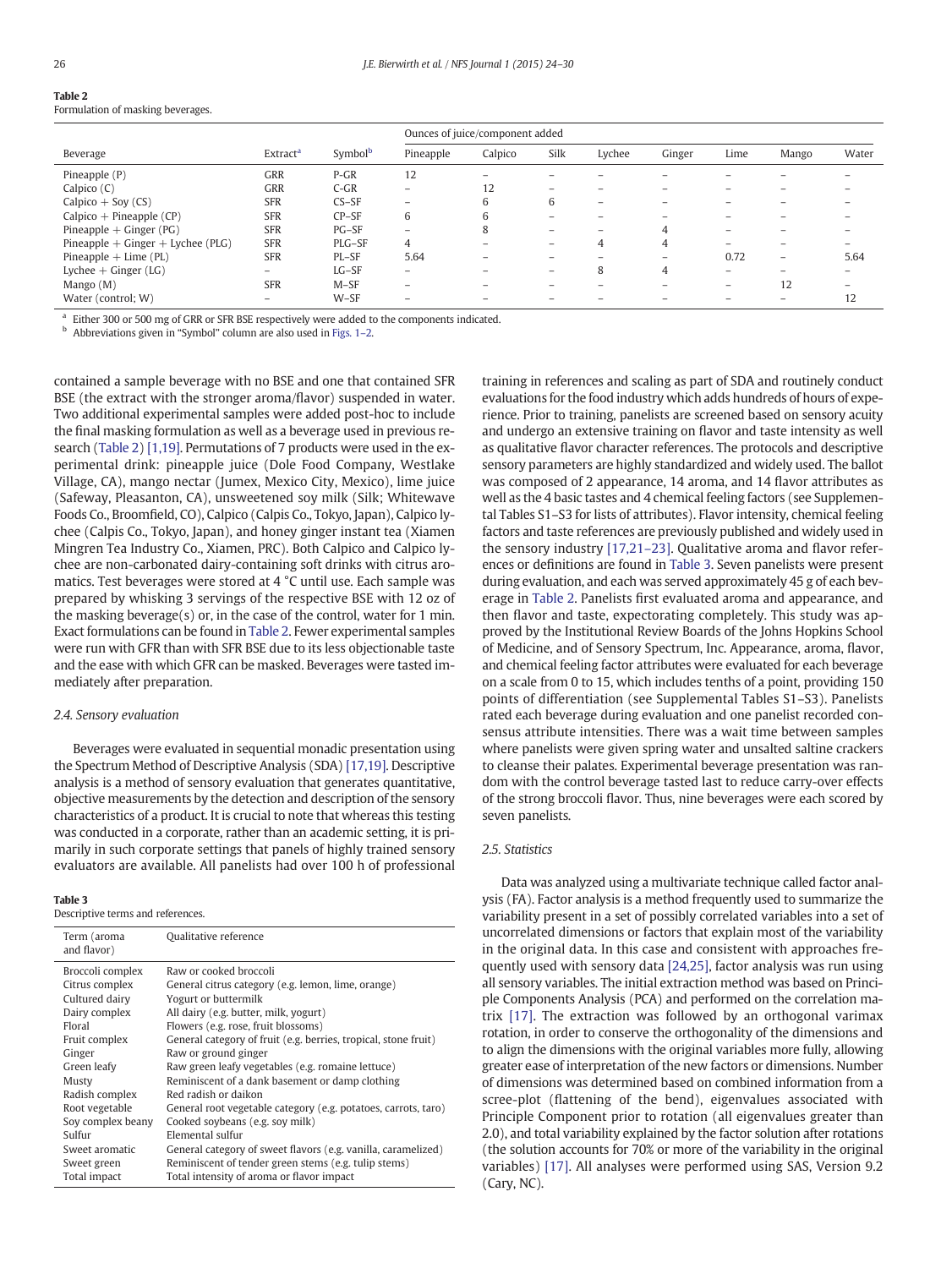**Table 2**
Formulation of masking beverages.

| Beverage | Extract[a] | Symbol[b] | Ounces of juice/component added | | | | | | | |
|---|---|---|---|---|---|---|---|---|---|---|
| | | | Pineapple | Calpico | Silk | Lychee | Ginger | Lime | Mango | Water |
| Pineapple (P) | GRR | P-GR | 12 | – | – | – | – | – | – | – |
| Calpico (C) | GRR | C-GR | – | 12 | – | – | – | – | – | – |
| Calpico + Soy (CS) | SFR | CS–SF | – | 6 | 6 | – | – | – | – | – |
| Calpico + Pineapple (CP) | SFR | CP–SF | 6 | 6 | – | – | – | – | – | – |
| Pineapple + Ginger (PG) | SFR | PG–SF | – | 8 | – | – | 4 | – | – | – |
| Pineapple + Ginger + Lychee (PLG) | SFR | PLG–SF | 4 | – | – | 4 | 4 | – | – | – |
| Pineapple + Lime (PL) | SFR | PL–SF | 5.64 | – | – | – | – | 0.72 | – | 5.64 |
| Lychee + Ginger (LG) | – | LG–SF | – | – | – | 8 | 4 | – | – | – |
| Mango (M) | SFR | M–SF | – | – | – | – | – | – | 12 | – |
| Water (control; W) | – | W–SF | – | – | – | – | – | – | – | 12 |

[a] Either 300 or 500 mg of GRR or SFR BSE respectively were added to the components indicated.
[b] Abbreviations given in "Symbol" column are also used in Figs. 1–2.

contained a sample beverage with no BSE and one that contained SFR BSE (the extract with the stronger aroma/flavor) suspended in water. Two additional experimental samples were added post-hoc to include the final masking formulation as well as a beverage used in previous research (Table 2) [1,19]. Permutations of 7 products were used in the experimental drink: pineapple juice (Dole Food Company, Westlake Village, CA), mango nectar (Jumex, Mexico City, Mexico), lime juice (Safeway, Pleasanton, CA), unsweetened soy milk (Silk; Whitewave Foods Co., Broomfield, CO), Calpico (Calpis Co., Tokyo, Japan), Calpico lychee (Calpis Co., Tokyo, Japan), and honey ginger instant tea (Xiamen Mingren Tea Industry Co., Xiamen, PRC). Both Calpico and Calpico lychee are non-carbonated dairy-containing soft drinks with citrus aromatics. Test beverages were stored at 4 °C until use. Each sample was prepared by whisking 3 servings of the respective BSE with 12 oz of the masking beverage(s) or, in the case of the control, water for 1 min. Exact formulations can be found in Table 2. Fewer experimental samples were run with GFR than with SFR BSE due to its less objectionable taste and the ease with which GFR can be masked. Beverages were tasted immediately after preparation.

### 2.4. Sensory evaluation

Beverages were evaluated in sequential monadic presentation using the Spectrum Method of Descriptive Analysis (SDA) [17,19]. Descriptive analysis is a method of sensory evaluation that generates quantitative, objective measurements by the detection and description of the sensory characteristics of a product. It is crucial to note that whereas this testing was conducted in a corporate, rather than an academic setting, it is primarily in such corporate settings that panels of highly trained sensory evaluators are available. All panelists had over 100 h of professional training in references and scaling as part of SDA and routinely conduct evaluations for the food industry which adds hundreds of hours of experience. Prior to training, panelists are screened based on sensory acuity and undergo an extensive training on flavor and taste intensity as well as qualitative flavor character references. The protocols and descriptive sensory parameters are highly standardized and widely used. The ballot was composed of 2 appearance, 14 aroma, and 14 flavor attributes as well as the 4 basic tastes and 4 chemical feeling factors (see Supplemental Tables S1–S3 for lists of attributes). Flavor intensity, chemical feeling factors and taste references are previously published and widely used in the sensory industry [17,21–23]. Qualitative aroma and flavor references or definitions are found in Table 3. Seven panelists were present during evaluation, and each was served approximately 45 g of each beverage in Table 2. Panelists first evaluated aroma and appearance, and then flavor and taste, expectorating completely. This study was approved by the Institutional Review Boards of the Johns Hopkins School of Medicine, and of Sensory Spectrum, Inc. Appearance, aroma, flavor, and chemical feeling factor attributes were evaluated for each beverage on a scale from 0 to 15, which includes tenths of a point, providing 150 points of differentiation (see Supplemental Tables S1–S3). Panelists rated each beverage during evaluation and one panelist recorded consensus attribute intensities. There was a wait time between samples where panelists were given spring water and unsalted saltine crackers to cleanse their palates. Experimental beverage presentation was random with the control beverage tasted last to reduce carry-over effects of the strong broccoli flavor. Thus, nine beverages were each scored by seven panelists.

**Table 3**
Descriptive terms and references.

| Term (aroma and flavor) | Qualitative reference |
|---|---|
| Broccoli complex | Raw or cooked broccoli |
| Citrus complex | General citrus category (e.g. lemon, lime, orange) |
| Cultured dairy | Yogurt or buttermilk |
| Dairy complex | All dairy (e.g. butter, milk, yogurt) |
| Floral | Flowers (e.g. rose, fruit blossoms) |
| Fruit complex | General category of fruit (e.g. berries, tropical, stone fruit) |
| Ginger | Raw or ground ginger |
| Green leafy | Raw green leafy vegetables (e.g. romaine lettuce) |
| Musty | Reminiscent of a dank basement or damp clothing |
| Radish complex | Red radish or daikon |
| Root vegetable | General root vegetable category (e.g. potatoes, carrots, taro) |
| Soy complex beany | Cooked soybeans (e.g. soy milk) |
| Sulfur | Elemental sulfur |
| Sweet aromatic | General category of sweet flavors (e.g. vanilla, caramelized) |
| Sweet green | Reminiscent of tender green stems (e.g. tulip stems) |
| Total impact | Total intensity of aroma or flavor impact |

### 2.5. Statistics

Data was analyzed using a multivariate technique called factor analysis (FA). Factor analysis is a method frequently used to summarize the variability present in a set of possibly correlated variables into a set of uncorrelated dimensions or factors that explain most of the variability in the original data. In this case and consistent with approaches frequently used with sensory data [24,25], factor analysis was run using all sensory variables. The initial extraction method was based on Principle Components Analysis (PCA) and performed on the correlation matrix [17]. The extraction was followed by an orthogonal varimax rotation, in order to conserve the orthogonality of the dimensions and to align the dimensions with the original variables more fully, allowing greater ease of interpretation of the new factors or dimensions. Number of dimensions was determined based on combined information from a scree-plot (flattening of the bend), eigenvalues associated with Principle Component prior to rotation (all eigenvalues greater than 2.0), and total variability explained by the factor solution after rotations (the solution accounts for 70% or more of the variability in the original variables) [17]. All analyses were performed using SAS, Version 9.2 (Cary, NC).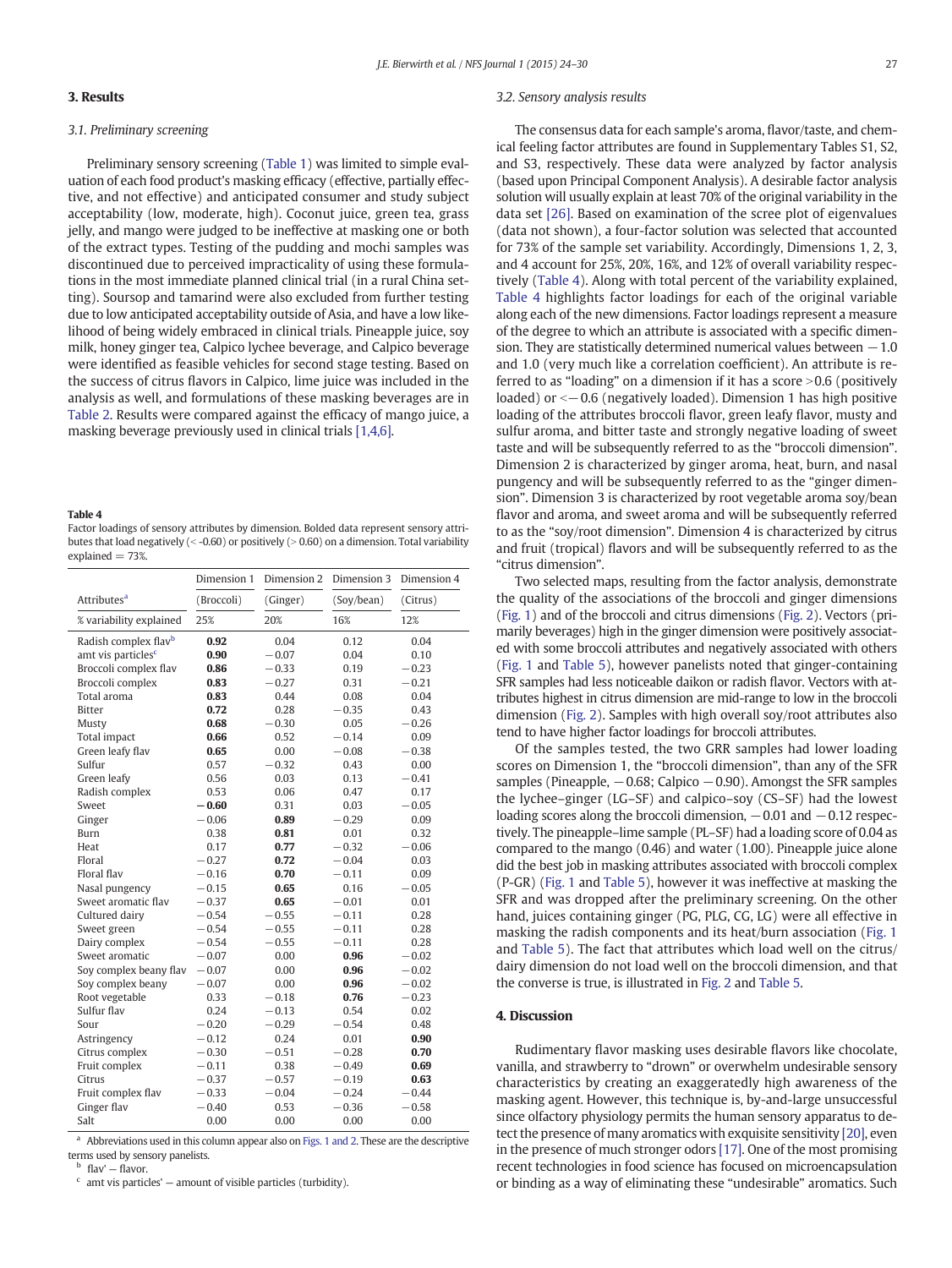## 3. Results

### 3.1. Preliminary screening

Preliminary sensory screening (Table 1) was limited to simple evaluation of each food product's masking efficacy (effective, partially effective, and not effective) and anticipated consumer and study subject acceptability (low, moderate, high). Coconut juice, green tea, grass jelly, and mango were judged to be ineffective at masking one or both of the extract types. Testing of the pudding and mochi samples was discontinued due to perceived impracticality of using these formulations in the most immediate planned clinical trial (in a rural China setting). Soursop and tamarind were also excluded from further testing due to low anticipated acceptability outside of Asia, and have a low likelihood of being widely embraced in clinical trials. Pineapple juice, soy milk, honey ginger tea, Calpico lychee beverage, and Calpico beverage were identified as feasible vehicles for second stage testing. Based on the success of citrus flavors in Calpico, lime juice was included in the analysis as well, and formulations of these masking beverages are in Table 2. Results were compared against the efficacy of mango juice, a masking beverage previously used in clinical trials [1,4,6].

**Table 4**
Factor loadings of sensory attributes by dimension. Bolded data represent sensory attributes that load negatively (< -0.60) or positively (> 0.60) on a dimension. Total variability explained = 73%.

| Attributes[a] | Dimension 1 (Broccoli) | Dimension 2 (Ginger) | Dimension 3 (Soy/bean) | Dimension 4 (Citrus) |
|---|---|---|---|---|
| % variability explained | 25% | 20% | 16% | 12% |
| Radish complex flav[b] | **0.92** | 0.04 | 0.12 | 0.04 |
| amt vis particles[c] | **0.90** | −0.07 | 0.04 | 0.10 |
| Broccoli complex flav | **0.86** | −0.33 | 0.19 | −0.23 |
| Broccoli complex | **0.83** | −0.27 | 0.31 | −0.21 |
| Total aroma | **0.83** | 0.44 | 0.08 | 0.04 |
| Bitter | **0.72** | 0.28 | −0.35 | 0.43 |
| Musty | **0.68** | −0.30 | 0.05 | −0.26 |
| Total impact | **0.66** | 0.52 | −0.14 | 0.09 |
| Green leafy flav | **0.65** | 0.00 | −0.08 | −0.38 |
| Sulfur | 0.57 | −0.32 | 0.43 | 0.00 |
| Green leafy | 0.56 | 0.03 | 0.13 | −0.41 |
| Radish complex | 0.53 | 0.06 | 0.47 | 0.17 |
| Sweet | **−0.60** | 0.31 | 0.03 | −0.05 |
| Ginger | −0.06 | **0.89** | −0.29 | 0.09 |
| Burn | 0.38 | **0.81** | 0.01 | 0.32 |
| Heat | 0.17 | **0.77** | −0.32 | −0.06 |
| Floral | −0.27 | **0.72** | −0.04 | 0.03 |
| Floral flav | −0.16 | **0.70** | −0.11 | 0.09 |
| Nasal pungency | −0.15 | **0.65** | 0.16 | −0.05 |
| Sweet aromatic flav | −0.37 | **0.65** | −0.01 | 0.01 |
| Cultured dairy | −0.54 | −0.55 | −0.11 | 0.28 |
| Sweet green | −0.54 | −0.55 | −0.11 | 0.28 |
| Dairy complex | −0.54 | −0.55 | −0.11 | 0.28 |
| Sweet aromatic | −0.07 | 0.00 | **0.96** | −0.02 |
| Soy complex beany flav | −0.07 | 0.00 | **0.96** | −0.02 |
| Soy complex beany | −0.07 | 0.00 | **0.96** | −0.02 |
| Root vegetable | 0.33 | −0.18 | **0.76** | −0.23 |
| Sulfur flav | 0.24 | −0.13 | 0.54 | 0.02 |
| Sour | −0.20 | −0.29 | −0.54 | 0.48 |
| Astringency | −0.12 | 0.24 | 0.01 | **0.90** |
| Citrus complex | −0.30 | −0.51 | −0.28 | **0.70** |
| Fruit complex | −0.11 | 0.38 | −0.49 | **0.69** |
| Citrus | −0.37 | −0.57 | −0.19 | **0.63** |
| Fruit complex flav | −0.33 | −0.04 | −0.24 | −0.44 |
| Ginger flav | −0.40 | 0.53 | −0.36 | −0.58 |
| Salt | 0.00 | 0.00 | 0.00 | 0.00 |

[a] Abbreviations used in this column appear also on Figs. 1 and 2. These are the descriptive terms used by sensory panelists.
[b] flav' – flavor.
[c] amt vis particles' – amount of visible particles (turbidity).

### 3.2. Sensory analysis results

The consensus data for each sample's aroma, flavor/taste, and chemical feeling factor attributes are found in Supplementary Tables S1, S2, and S3, respectively. These data were analyzed by factor analysis (based upon Principal Component Analysis). A desirable factor analysis solution will usually explain at least 70% of the original variability in the data set [26]. Based on examination of the scree plot of eigenvalues (data not shown), a four-factor solution was selected that accounted for 73% of the sample set variability. Accordingly, Dimensions 1, 2, 3, and 4 account for 25%, 20%, 16%, and 12% of overall variability respectively (Table 4). Along with total percent of the variability explained, Table 4 highlights factor loadings for each of the original variable along each of the new dimensions. Factor loadings represent a measure of the degree to which an attribute is associated with a specific dimension. They are statistically determined numerical values between −1.0 and 1.0 (very much like a correlation coefficient). An attribute is referred to as "loading" on a dimension if it has a score >0.6 (positively loaded) or <−0.6 (negatively loaded). Dimension 1 has high positive loading of the attributes broccoli flavor, green leafy flavor, musty and sulfur aroma, and bitter taste and strongly negative loading of sweet taste and will be subsequently referred to as the "broccoli dimension". Dimension 2 is characterized by ginger aroma, heat, burn, and nasal pungency and will be subsequently referred to as the "ginger dimension". Dimension 3 is characterized by root vegetable aroma soy/bean flavor and aroma, and sweet aroma and will be subsequently referred to as the "soy/root dimension". Dimension 4 is characterized by citrus and fruit (tropical) flavors and will be subsequently referred to as the "citrus dimension".

Two selected maps, resulting from the factor analysis, demonstrate the quality of the associations of the broccoli and ginger dimensions (Fig. 1) and of the broccoli and citrus dimensions (Fig. 2). Vectors (primarily beverages) high in the ginger dimension were positively associated with some broccoli attributes and negatively associated with others (Fig. 1 and Table 5), however panelists noted that ginger-containing SFR samples had less noticeable daikon or radish flavor. Vectors with attributes highest in citrus dimension are mid-range to low in the broccoli dimension (Fig. 2). Samples with high overall soy/root attributes also tend to have higher factor loadings for broccoli attributes.

Of the samples tested, the two GRR samples had lower loading scores on Dimension 1, the "broccoli dimension", than any of the SFR samples (Pineapple, −0.68; Calpico −0.90). Amongst the SFR samples the lychee–ginger (LG–SF) and calpico–soy (CS–SF) had the lowest loading scores along the broccoli dimension, −0.01 and −0.12 respectively. The pineapple–lime sample (PL–SF) had a loading score of 0.04 as compared to the mango (0.46) and water (1.00). Pineapple juice alone did the best job in masking attributes associated with broccoli complex (P-GR) (Fig. 1 and Table 5), however it was ineffective at masking the SFR and was dropped after the preliminary screening. On the other hand, juices containing ginger (PG, PLG, CG, LG) were all effective in masking the radish components and its heat/burn association (Fig. 1 and Table 5). The fact that attributes which load well on the citrus/dairy dimension do not load well on the broccoli dimension, and that the converse is true, is illustrated in Fig. 2 and Table 5.

## 4. Discussion

Rudimentary flavor masking uses desirable flavors like chocolate, vanilla, and strawberry to "drown" or overwhelm undesirable sensory characteristics by creating an exaggeratedly high awareness of the masking agent. However, this technique is, by-and-large unsuccessful since olfactory physiology permits the human sensory apparatus to detect the presence of many aromatics with exquisite sensitivity [20], even in the presence of much stronger odors [17]. One of the most promising recent technologies in food science has focused on microencapsulation or binding as a way of eliminating these "undesirable" aromatics. Such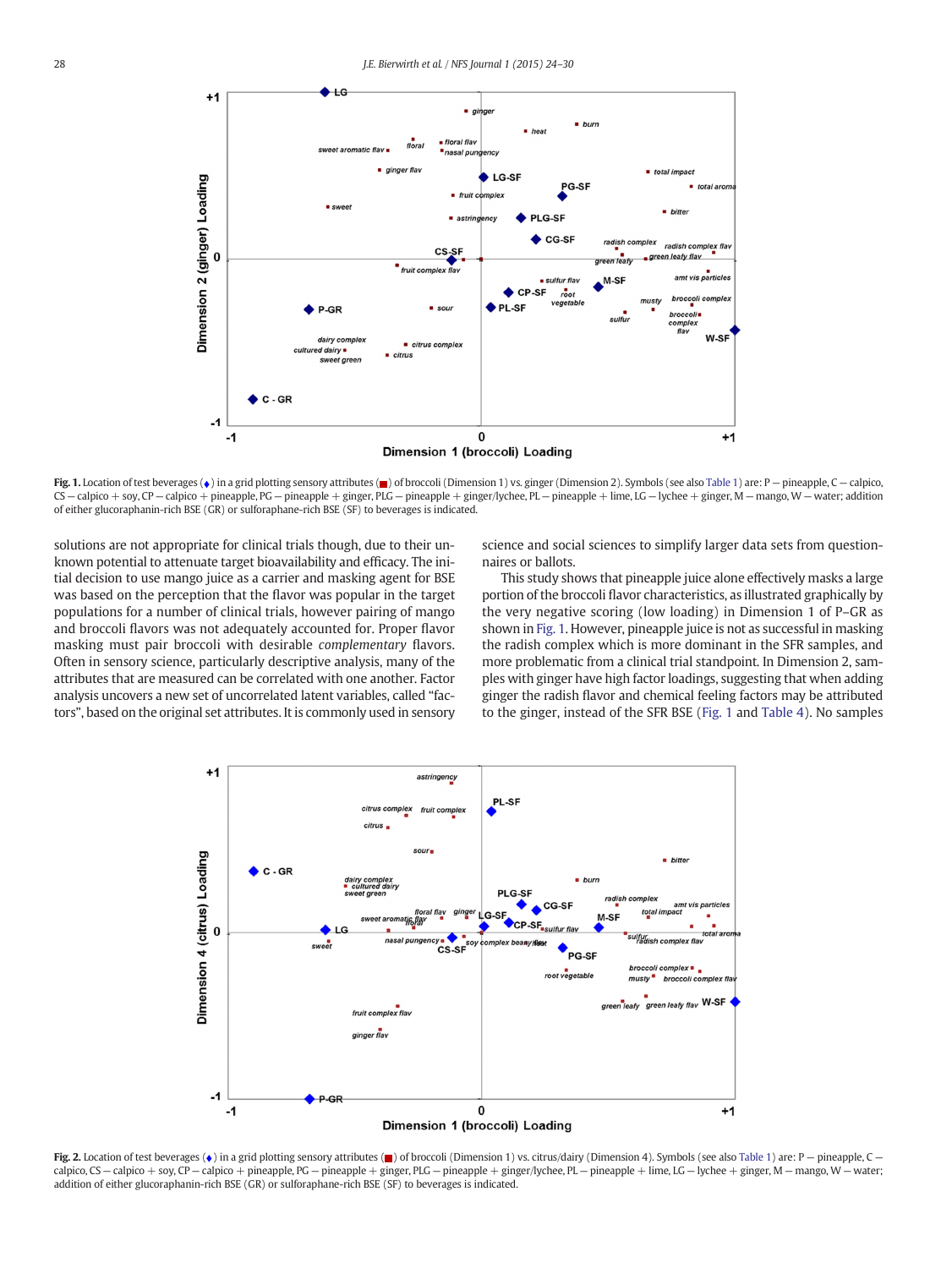+1

LG

ginger

burn

heat

floral flav

floral

sweet aromatic flav

nasal pungency

ginger flav

LG-SF

total impact

PG-SF

total aroma

fruit complex

sweet

bitter

astringency

PLG-SF

CG-SF

radish complex

radish complex flav

CS-SF

green leafy

green leafy flav

0

fruit complex flav

amt vis particles

sulfur flav

M-SF

CP-SF

root vegetable

broccoli complex

musty

P-GR

sour

PL-SF

sulfur

broccoli complex flav

W-SF

dairy complex

citrus complex

cultured dairy

citrus

sweet green

C - GR

-1

-1

0

+1

Dimension 2 (ginger) Loading

Dimension 1 (broccoli) Loading

**Fig. 1.** Location of test beverages (♦) in a grid plotting sensory attributes (■) of broccoli (Dimension 1) vs. ginger (Dimension 2). Symbols (see also Table 1) are: P — pineapple, C — calpico, CS — calpico + soy, CP — calpico + pineapple, PG — pineapple + ginger, PLG — pineapple + ginger/lychee, PL — pineapple + lime, LG — lychee + ginger, M — mango, W — water; addition of either glucoraphanin-rich BSE (GR) or sulforaphane-rich BSE (SF) to beverages is indicated.

solutions are not appropriate for clinical trials though, due to their unknown potential to attenuate target bioavailability and efficacy. The initial decision to use mango juice as a carrier and masking agent for BSE was based on the perception that the flavor was popular in the target populations for a number of clinical trials, however pairing of mango and broccoli flavors was not adequately accounted for. Proper flavor masking must pair broccoli with desirable *complementary* flavors. Often in sensory science, particularly descriptive analysis, many of the attributes that are measured can be correlated with one another. Factor analysis uncovers a new set of uncorrelated latent variables, called "factors", based on the original set attributes. It is commonly used in sensory science and social sciences to simplify larger data sets from questionnaires or ballots.

This study shows that pineapple juice alone effectively masks a large portion of the broccoli flavor characteristics, as illustrated graphically by the very negative scoring (low loading) in Dimension 1 of P–GR as shown in Fig. 1. However, pineapple juice is not as successful in masking the radish complex which is more dominant in the SFR samples, and more problematic from a clinical trial standpoint. In Dimension 2, samples with ginger have high factor loadings, suggesting that when adding ginger the radish flavor and chemical feeling factors may be attributed to the ginger, instead of the SFR BSE (Fig. 1 and Table 4). No samples

+1

astringency

PL-SF

citrus complex

fruit complex

citrus

sour

C - GR

bitter

dairy complex

burn

cultured dairy

sweet green

PLG-SF

radish complex

CG-SF

amt vis particles

floral flav

ginger

LG-SF

total impact

sweet aromatic flav

M-SF

floral

CP-SF

sulfur flav

0

LG

total aroma

sulfur

radish complex flav

nasal pungency

sweet

soy complex

beany flav

CS-SF

PG-SF

broccoli complex

root vegetable

musty

broccoli complex flav

green leafy

green leafy flav

W-SF

fruit complex flav

ginger flav

-1

P-GR

-1

0

+1

Dimension 4 (citrus) Loading

Dimension 1 (broccoli) Loading

**Fig. 2.** Location of test beverages (♦) in a grid plotting sensory attributes (■) of broccoli (Dimension 1) vs. citrus/dairy (Dimension 4). Symbols (see also Table 1) are: P — pineapple, C — calpico, CS — calpico + soy, CP — calpico + pineapple, PG — pineapple + ginger, PLG — pineapple + ginger/lychee, PL — pineapple + lime, LG — lychee + ginger, M — mango, W — water; addition of either glucoraphanin-rich BSE (GR) or sulforaphane-rich BSE (SF) to beverages is indicated.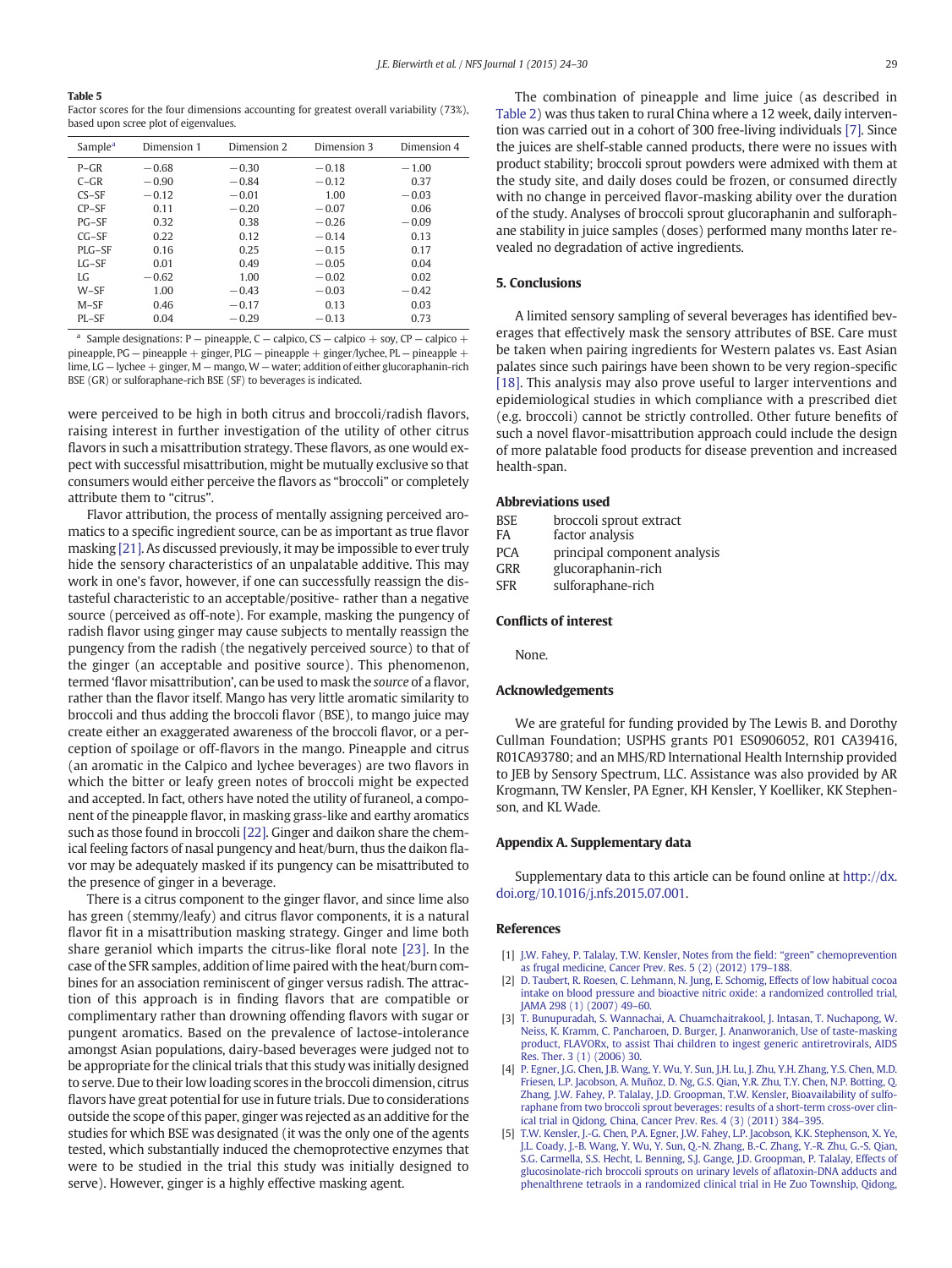**Table 5**
Factor scores for the four dimensions accounting for greatest overall variability (73%), based upon scree plot of eigenvalues.

| Sample[a] | Dimension 1 | Dimension 2 | Dimension 3 | Dimension 4 |
|---|---|---|---|---|
| P–GR | −0.68 | −0.30 | −0.18 | −1.00 |
| C–GR | −0.90 | −0.84 | −0.12 | 0.37 |
| CS–SF | −0.12 | −0.01 | 1.00 | −0.03 |
| CP–SF | 0.11 | −0.20 | −0.07 | 0.06 |
| PG–SF | 0.32 | 0.38 | −0.26 | −0.09 |
| CG–SF | 0.22 | 0.12 | −0.14 | 0.13 |
| PLG–SF | 0.16 | 0.25 | −0.15 | 0.17 |
| LG–SF | 0.01 | 0.49 | −0.05 | 0.04 |
| LG | −0.62 | 1.00 | −0.02 | 0.02 |
| W–SF | 1.00 | −0.43 | −0.03 | −0.42 |
| M–SF | 0.46 | −0.17 | 0.13 | 0.03 |
| PL–SF | 0.04 | −0.29 | −0.13 | 0.73 |

[a] Sample designations: P — pineapple, C — calpico, CS — calpico + soy, CP — calpico + pineapple, PG — pineapple + ginger, PLG — pineapple + ginger/lychee, PL — pineapple + lime, LG — lychee + ginger, M — mango, W — water; addition of either glucoraphanin-rich BSE (GR) or sulforaphane-rich BSE (SF) to beverages is indicated.

were perceived to be high in both citrus and broccoli/radish flavors, raising interest in further investigation of the utility of other citrus flavors in such a misattribution strategy. These flavors, as one would expect with successful misattribution, might be mutually exclusive so that consumers would either perceive the flavors as "broccoli" or completely attribute them to "citrus".

Flavor attribution, the process of mentally assigning perceived aromatics to a specific ingredient source, can be as important as true flavor masking [21]. As discussed previously, it may be impossible to ever truly hide the sensory characteristics of an unpalatable additive. This may work in one's favor, however, if one can successfully reassign the distasteful characteristic to an acceptable/positive- rather than a negative source (perceived as off-note). For example, masking the pungency of radish flavor using ginger may cause subjects to mentally reassign the pungency from the radish (the negatively perceived source) to that of the ginger (an acceptable and positive source). This phenomenon, termed 'flavor misattribution', can be used to mask the *source* of a flavor, rather than the flavor itself. Mango has very little aromatic similarity to broccoli and thus adding the broccoli flavor (BSE), to mango juice may create either an exaggerated awareness of the broccoli flavor, or a perception of spoilage or off-flavors in the mango. Pineapple and citrus (an aromatic in the Calpico and lychee beverages) are two flavors in which the bitter or leafy green notes of broccoli might be expected and accepted. In fact, others have noted the utility of furaneol, a component of the pineapple flavor, in masking grass-like and earthy aromatics such as those found in broccoli [22]. Ginger and daikon share the chemical feeling factors of nasal pungency and heat/burn, thus the daikon flavor may be adequately masked if its pungency can be misattributed to the presence of ginger in a beverage.

There is a citrus component to the ginger flavor, and since lime also has green (stemmy/leafy) and citrus flavor components, it is a natural flavor fit in a misattribution masking strategy. Ginger and lime both share geraniol which imparts the citrus-like floral note [23]. In the case of the SFR samples, addition of lime paired with the heat/burn combines for an association reminiscent of ginger versus radish. The attraction of this approach is in finding flavors that are compatible or complimentary rather than drowning offending flavors with sugar or pungent aromatics. Based on the prevalence of lactose-intolerance amongst Asian populations, dairy-based beverages were judged not to be appropriate for the clinical trials that this study was initially designed to serve. Due to their low loading scores in the broccoli dimension, citrus flavors have great potential for use in future trials. Due to considerations outside the scope of this paper, ginger was rejected as an additive for the studies for which BSE was designated (it was the only one of the agents tested, which substantially induced the chemoprotective enzymes that were to be studied in the trial this study was initially designed to serve). However, ginger is a highly effective masking agent.

The combination of pineapple and lime juice (as described in Table 2) was thus taken to rural China where a 12 week, daily intervention was carried out in a cohort of 300 free-living individuals [7]. Since the juices are shelf-stable canned products, there were no issues with product stability; broccoli sprout powders were admixed with them at the study site, and daily doses could be frozen, or consumed directly with no change in perceived flavor-masking ability over the duration of the study. Analyses of broccoli sprout glucoraphanin and sulforaphane stability in juice samples (doses) performed many months later revealed no degradation of active ingredients.

## 5. Conclusions

A limited sensory sampling of several beverages has identified beverages that effectively mask the sensory attributes of BSE. Care must be taken when pairing ingredients for Western palates vs. East Asian palates since such pairings have been shown to be very region-specific [18]. This analysis may also prove useful to larger interventions and epidemiological studies in which compliance with a prescribed diet (e.g. broccoli) cannot be strictly controlled. Other future benefits of such a novel flavor-misattribution approach could include the design of more palatable food products for disease prevention and increased health-span.

## Abbreviations used

| | |
|---|---|
| BSE | broccoli sprout extract |
| FA | factor analysis |
| PCA | principal component analysis |
| GRR | glucoraphanin-rich |
| SFR | sulforaphane-rich |

## Conflicts of interest

None.

## Acknowledgements

We are grateful for funding provided by The Lewis B. and Dorothy Cullman Foundation; USPHS grants P01 ES0906052, R01 CA39416, R01CA93780; and an MHS/RD International Health Internship provided to JEB by Sensory Spectrum, LLC. Assistance was also provided by AR Krogmann, TW Kensler, PA Egner, KH Kensler, Y Koelliker, KK Stephenson, and KL Wade.

## Appendix A. Supplementary data

Supplementary data to this article can be found online at http://dx.doi.org/10.1016/j.nfs.2015.07.001.

## References

[1] J.W. Fahey, P. Talalay, T.W. Kensler, Notes from the field: "green" chemoprevention as frugal medicine, Cancer Prev. Res. 5 (2) (2012) 179–188.

[2] D. Taubert, R. Roesen, C. Lehmann, N. Jung, E. Schomig, Effects of low habitual cocoa intake on blood pressure and bioactive nitric oxide: a randomized controlled trial, JAMA 298 (1) (2007) 49–60.

[3] T. Bunupuradah, S. Wannachai, A. Chuamchaitrakool, J. Intasan, T. Nuchapong, W. Neiss, K. Kramm, C. Pancharoen, D. Burger, J. Ananworanich, Use of taste-masking product, FLAVORx, to assist Thai children to ingest generic antiretrovirals, AIDS Res. Ther. 3 (1) (2006) 30.

[4] P. Egner, J.G. Chen, J.B. Wang, Y. Wu, Y. Sun, J.H. Lu, J. Zhu, Y.H. Zhang, Y.S. Chen, M.D. Friesen, L.P. Jacobson, A. Muñoz, D. Ng, G.S. Qian, Y.R. Zhu, T.Y. Chen, N.P. Botting, Q. Zhang, J.W. Fahey, P. Talalay, J.D. Groopman, T.W. Kensler, Bioavailability of sulforaphane from two broccoli sprout beverages: results of a short-term cross-over clinical trial in Qidong, China, Cancer Prev. Res. 4 (3) (2011) 384–395.

[5] T.W. Kensler, J.-G. Chen, P.A. Egner, J.W. Fahey, L.P. Jacobson, K.K. Stephenson, X. Ye, J.L. Coady, J.-B. Wang, Y. Wu, Y. Sun, Q.-N. Zhang, B.-C. Zhang, Y.-R. Zhu, G.-S. Qian, S.G. Carmella, S.S. Hecht, L. Benning, S.J. Gange, J.D. Groopman, P. Talalay, Effects of glucosinolate-rich broccoli sprouts on urinary levels of aflatoxin-DNA adducts and phenalthrene tetraols in a randomized clinical trial in He Zuo Township, Qidong,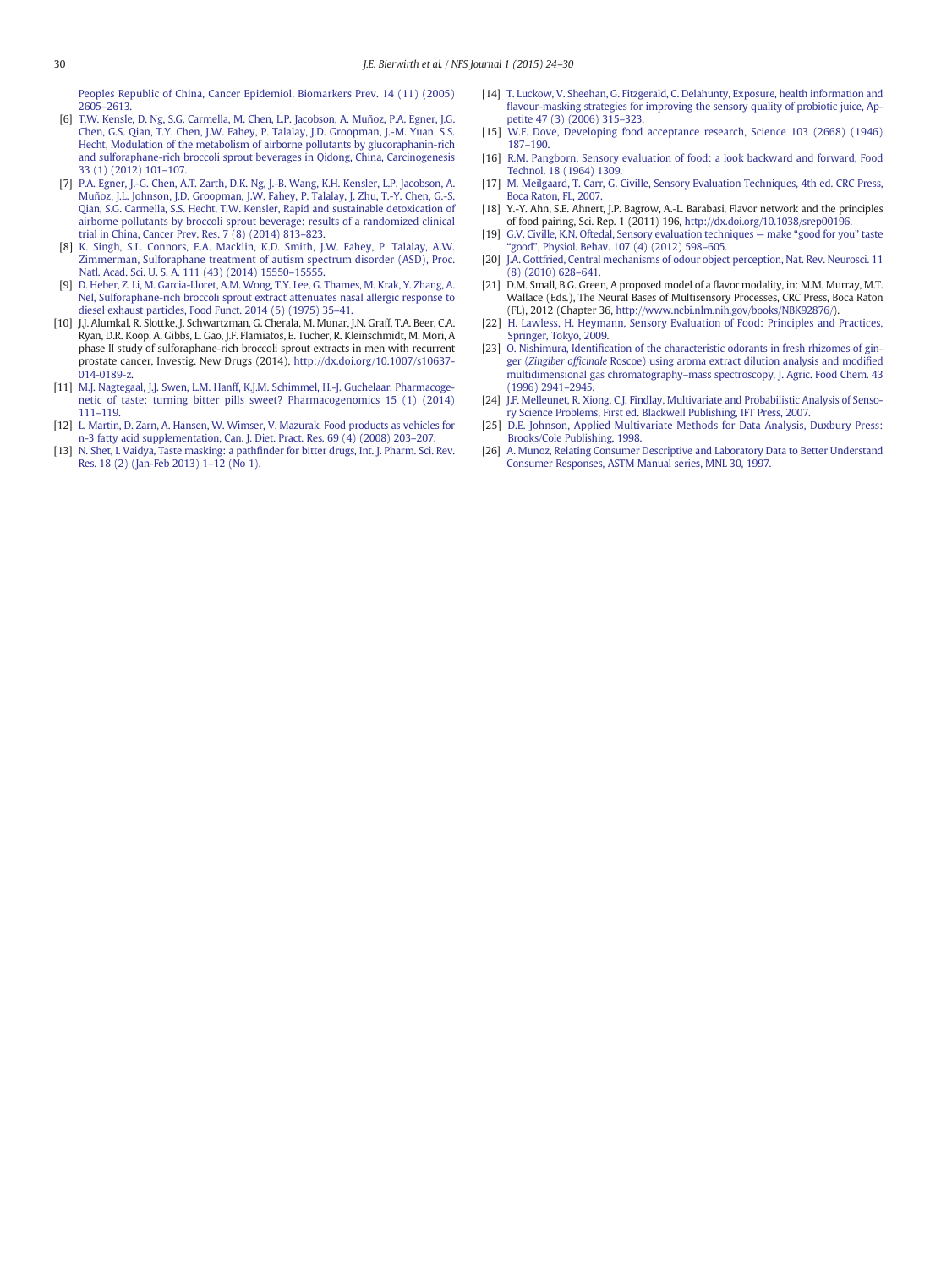Peoples Republic of China, Cancer Epidemiol. Biomarkers Prev. 14 (11) (2005) 2605–2613.

[6] T.W. Kensle, D. Ng, S.G. Carmella, M. Chen, L.P. Jacobson, A. Muñoz, P.A. Egner, J.G. Chen, G.S. Qian, T.Y. Chen, J.W. Fahey, P. Talalay, J.D. Groopman, J.-M. Yuan, S.S. Hecht, Modulation of the metabolism of airborne pollutants by glucoraphanin-rich and sulforaphane-rich broccoli sprout beverages in Qidong, China, Carcinogenesis 33 (1) (2012) 101–107.

[7] P.A. Egner, J.-G. Chen, A.T. Zarth, D.K. Ng, J.-B. Wang, K.H. Kensler, L.P. Jacobson, A. Muñoz, J.L. Johnson, J.D. Groopman, J.W. Fahey, P. Talalay, J. Zhu, T.-Y. Chen, G.-S. Qian, S.G. Carmella, S.S. Hecht, T.W. Kensler, Rapid and sustainable detoxication of airborne pollutants by broccoli sprout beverage: results of a randomized clinical trial in China, Cancer Prev. Res. 7 (8) (2014) 813–823.

[8] K. Singh, S.L. Connors, E.A. Macklin, K.D. Smith, J.W. Fahey, P. Talalay, A.W. Zimmerman, Sulforaphane treatment of autism spectrum disorder (ASD), Proc. Natl. Acad. Sci. U. S. A. 111 (43) (2014) 15550–15555.

[9] D. Heber, Z. Li, M. Garcia-Lloret, A.M. Wong, T.Y. Lee, G. Thames, M. Krak, Y. Zhang, A. Nel, Sulforaphane-rich broccoli sprout extract attenuates nasal allergic response to diesel exhaust particles, Food Funct. 2014 (5) (1975) 35–41.

[10] J.J. Alumkal, R. Slottke, J. Schwartzman, G. Cherala, M. Munar, J.N. Graff, T.A. Beer, C.A. Ryan, D.R. Koop, A. Gibbs, L. Gao, J.F. Flamiatos, E. Tucher, R. Kleinschmidt, M. Mori, A phase II study of sulforaphane-rich broccoli sprout extracts in men with recurrent prostate cancer, Investig. New Drugs (2014), http://dx.doi.org/10.1007/s10637-014-0189-z.

[11] M.J. Nagtegaal, J.J. Swen, L.M. Hanff, K.J.M. Schimmel, H.-J. Guchelaar, Pharmacogenetic of taste: turning bitter pills sweet? Pharmacogenomics 15 (1) (2014) 111–119.

[12] L. Martin, D. Zarn, A. Hansen, W. Wimser, V. Mazurak, Food products as vehicles for n-3 fatty acid supplementation, Can. J. Diet. Pract. Res. 69 (4) (2008) 203–207.

[13] N. Shet, I. Vaidya, Taste masking: a pathfinder for bitter drugs, Int. J. Pharm. Sci. Rev. Res. 18 (2) (Jan-Feb 2013) 1–12 (No 1).

[14] T. Luckow, V. Sheehan, G. Fitzgerald, C. Delahunty, Exposure, health information and flavour-masking strategies for improving the sensory quality of probiotic juice, Appetite 47 (3) (2006) 315–323.

[15] W.F. Dove, Developing food acceptance research, Science 103 (2668) (1946) 187–190.

[16] R.M. Pangborn, Sensory evaluation of food: a look backward and forward, Food Technol. 18 (1964) 1309.

[17] M. Meilgaard, T. Carr, G. Civille, Sensory Evaluation Techniques, 4th ed. CRC Press, Boca Raton, FL, 2007.

[18] Y.-Y. Ahn, S.E. Ahnert, J.P. Bagrow, A.-L. Barabasi, Flavor network and the principles of food pairing, Sci. Rep. 1 (2011) 196, http://dx.doi.org/10.1038/srep00196.

[19] G.V. Civille, K.N. Oftedal, Sensory evaluation techniques — make "good for you" taste "good", Physiol. Behav. 107 (4) (2012) 598–605.

[20] J.A. Gottfried, Central mechanisms of odour object perception, Nat. Rev. Neurosci. 11 (8) (2010) 628–641.

[21] D.M. Small, B.G. Green, A proposed model of a flavor modality, in: M.M. Murray, M.T. Wallace (Eds.), The Neural Bases of Multisensory Processes, CRC Press, Boca Raton (FL), 2012 (Chapter 36, http://www.ncbi.nlm.nih.gov/books/NBK92876/).

[22] H. Lawless, H. Heymann, Sensory Evaluation of Food: Principles and Practices, Springer, Tokyo, 2009.

[23] O. Nishimura, Identification of the characteristic odorants in fresh rhizomes of ginger (*Zingiber officinale* Roscoe) using aroma extract dilution analysis and modified multidimensional gas chromatography–mass spectroscopy, J. Agric. Food Chem. 43 (1996) 2941–2945.

[24] J.F. Melleunet, R. Xiong, C.J. Findlay, Multivariate and Probabilistic Analysis of Sensory Science Problems, First ed. Blackwell Publishing, IFT Press, 2007.

[25] D.E. Johnson, Applied Multivariate Methods for Data Analysis, Duxbury Press: Brooks/Cole Publishing, 1998.

[26] A. Munoz, Relating Consumer Descriptive and Laboratory Data to Better Understand Consumer Responses, ASTM Manual series, MNL 30, 1997.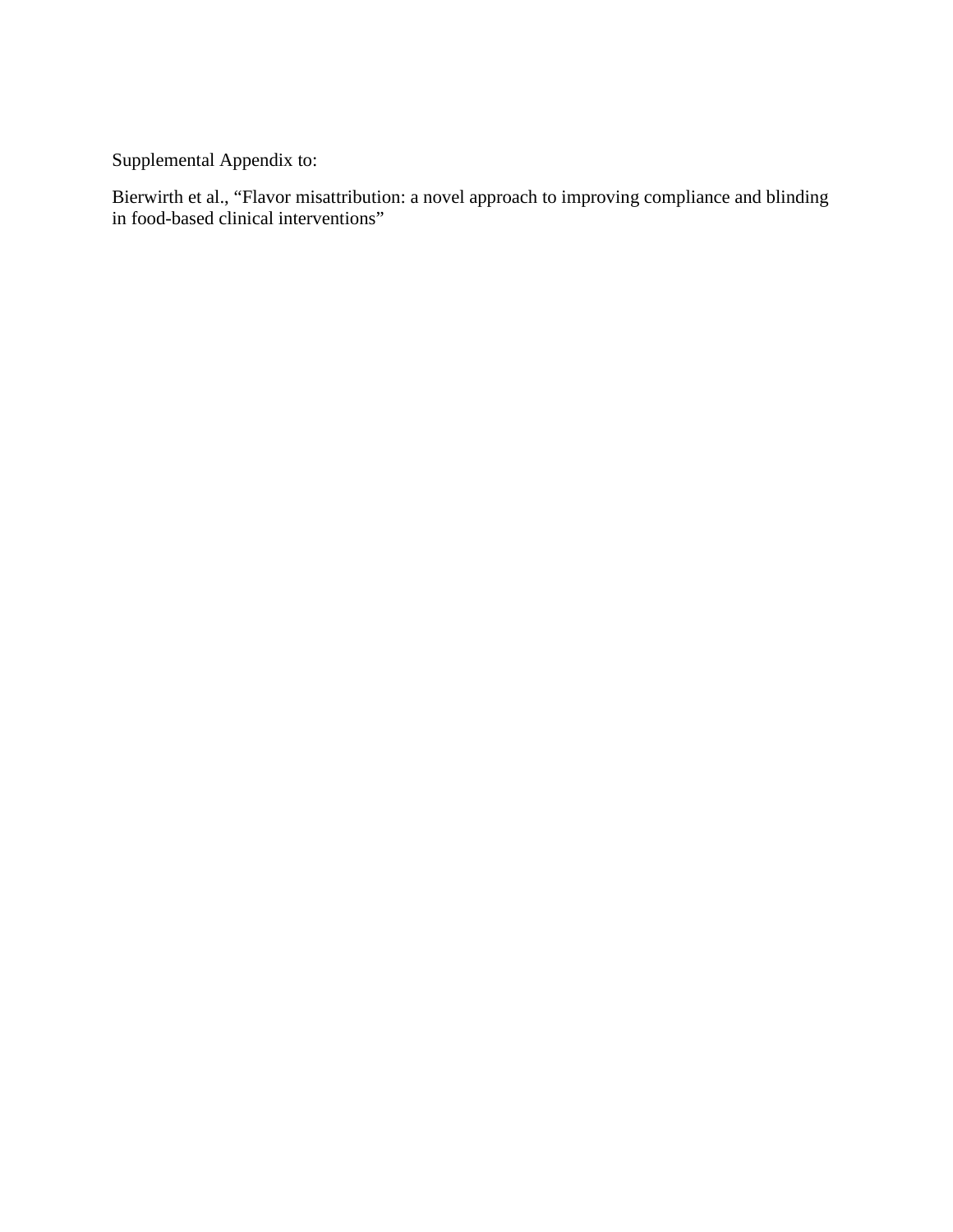Supplemental Appendix to:

Bierwirth et al., “Flavor misattribution: a novel approach to improving compliance and blinding in food-based clinical interventions”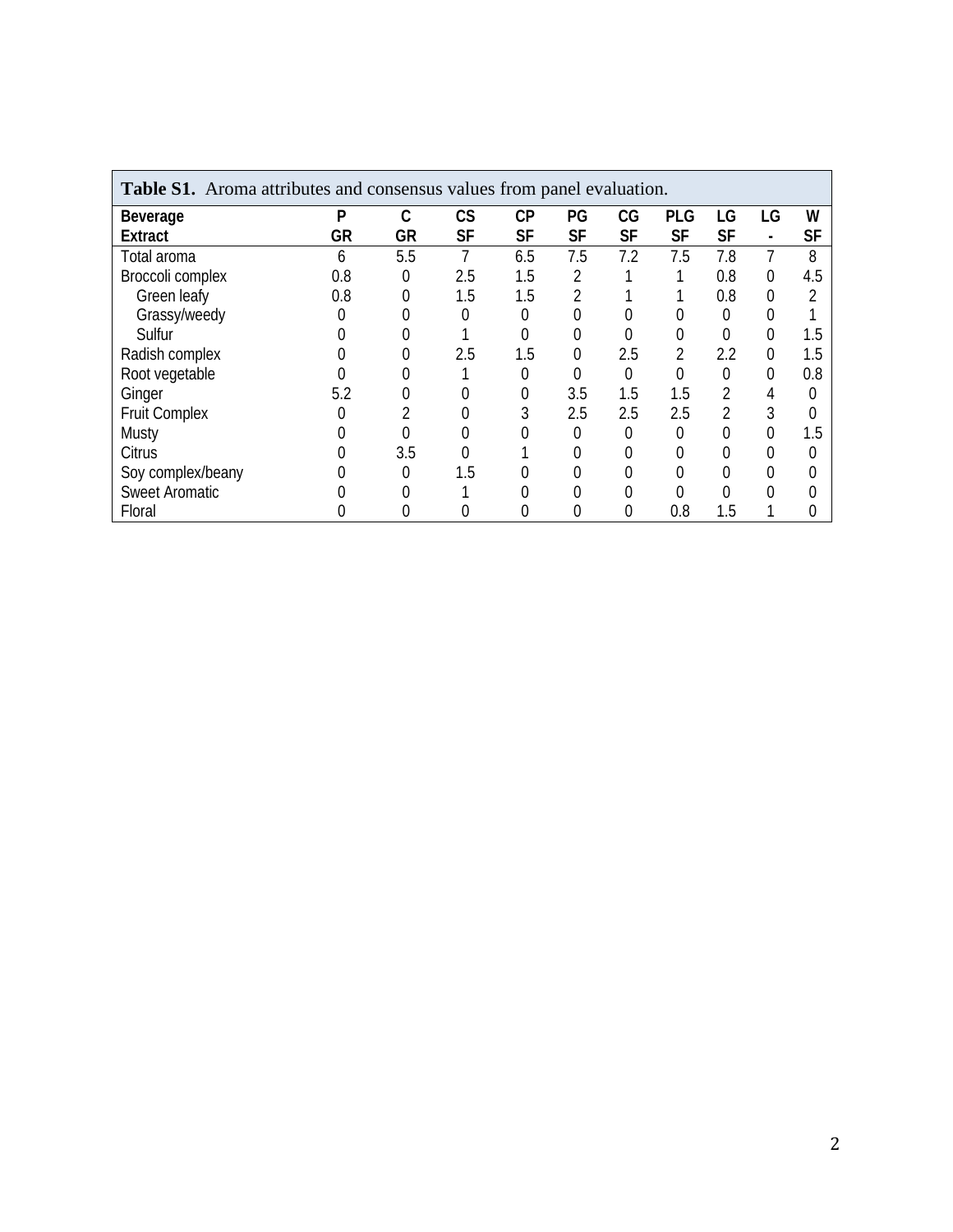**Table S1.** Aroma attributes and consensus values from panel evaluation.

| Beverage | P | C | CS | CP | PG | CG | PLG | LG | LG | W |
|---|---|---|---|---|---|---|---|---|---|---|
| Extract | GR | GR | SF | SF | SF | SF | SF | SF | - | SF |
| Total aroma | 6 | 5.5 | 7 | 6.5 | 7.5 | 7.2 | 7.5 | 7.8 | 7 | 8 |
| Broccoli complex | 0.8 | 0 | 2.5 | 1.5 | 2 | 1 | 1 | 0.8 | 0 | 4.5 |
| Green leafy | 0.8 | 0 | 1.5 | 1.5 | 2 | 1 | 1 | 0.8 | 0 | 2 |
| Grassy/weedy | 0 | 0 | 0 | 0 | 0 | 0 | 0 | 0 | 0 | 1 |
| Sulfur | 0 | 0 | 1 | 0 | 0 | 0 | 0 | 0 | 0 | 1.5 |
| Radish complex | 0 | 0 | 2.5 | 1.5 | 0 | 2.5 | 2 | 2.2 | 0 | 1.5 |
| Root vegetable | 0 | 0 | 1 | 0 | 0 | 0 | 0 | 0 | 0 | 0.8 |
| Ginger | 5.2 | 0 | 0 | 0 | 3.5 | 1.5 | 1.5 | 2 | 4 | 0 |
| Fruit Complex | 0 | 2 | 0 | 3 | 2.5 | 2.5 | 2.5 | 2 | 3 | 0 |
| Musty | 0 | 0 | 0 | 0 | 0 | 0 | 0 | 0 | 0 | 1.5 |
| Citrus | 0 | 3.5 | 0 | 1 | 0 | 0 | 0 | 0 | 0 | 0 |
| Soy complex/beany | 0 | 0 | 1.5 | 0 | 0 | 0 | 0 | 0 | 0 | 0 |
| Sweet Aromatic | 0 | 0 | 1 | 0 | 0 | 0 | 0 | 0 | 0 | 0 |
| Floral | 0 | 0 | 0 | 0 | 0 | 0 | 0.8 | 1.5 | 1 | 0 |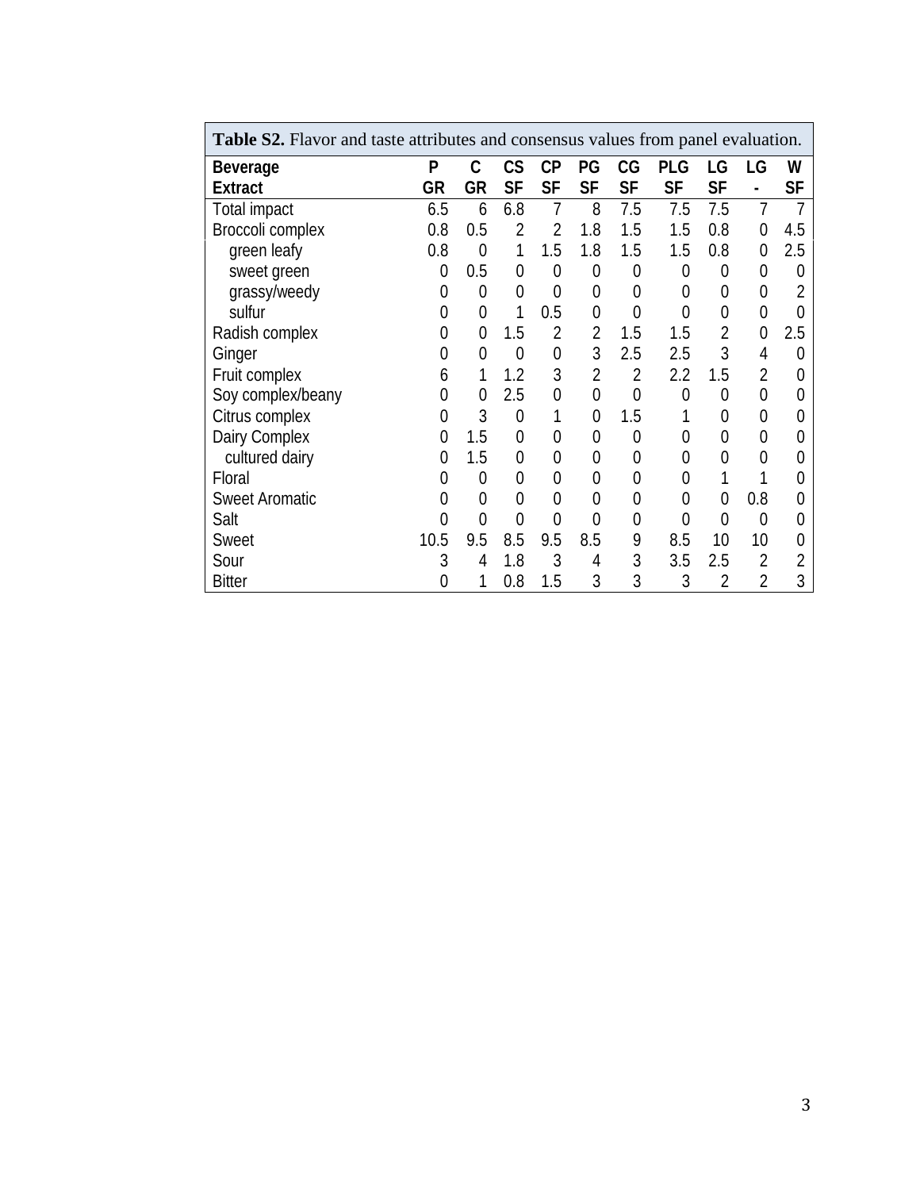**Table S2.** Flavor and taste attributes and consensus values from panel evaluation.

| Beverage<br>Extract | P<br>GR | C<br>GR | CS<br>SF | CP<br>SF | PG<br>SF | CG<br>SF | PLG<br>SF | LG<br>SF | LG<br>- | W<br>SF |
|---|---|---|---|---|---|---|---|---|---|---|
| Total impact | 6.5 | 6 | 6.8 | 7 | 8 | 7.5 | 7.5 | 7.5 | 7 | 7 |
| Broccoli complex | 0.8 | 0.5 | 2 | 2 | 1.8 | 1.5 | 1.5 | 0.8 | 0 | 4.5 |
| green leafy | 0.8 | 0 | 1 | 1.5 | 1.8 | 1.5 | 1.5 | 0.8 | 0 | 2.5 |
| sweet green | 0 | 0.5 | 0 | 0 | 0 | 0 | 0 | 0 | 0 | 0 |
| grassy/weedy | 0 | 0 | 0 | 0 | 0 | 0 | 0 | 0 | 0 | 2 |
| sulfur | 0 | 0 | 1 | 0.5 | 0 | 0 | 0 | 0 | 0 | 0 |
| Radish complex | 0 | 0 | 1.5 | 2 | 2 | 1.5 | 1.5 | 2 | 0 | 2.5 |
| Ginger | 0 | 0 | 0 | 0 | 3 | 2.5 | 2.5 | 3 | 4 | 0 |
| Fruit complex | 6 | 1 | 1.2 | 3 | 2 | 2 | 2.2 | 1.5 | 2 | 0 |
| Soy complex/beany | 0 | 0 | 2.5 | 0 | 0 | 0 | 0 | 0 | 0 | 0 |
| Citrus complex | 0 | 3 | 0 | 1 | 0 | 1.5 | 1 | 0 | 0 | 0 |
| Dairy Complex | 0 | 1.5 | 0 | 0 | 0 | 0 | 0 | 0 | 0 | 0 |
| cultured dairy | 0 | 1.5 | 0 | 0 | 0 | 0 | 0 | 0 | 0 | 0 |
| Floral | 0 | 0 | 0 | 0 | 0 | 0 | 0 | 1 | 1 | 0 |
| Sweet Aromatic | 0 | 0 | 0 | 0 | 0 | 0 | 0 | 0 | 0.8 | 0 |
| Salt | 0 | 0 | 0 | 0 | 0 | 0 | 0 | 0 | 0 | 0 |
| Sweet | 10.5 | 9.5 | 8.5 | 9.5 | 8.5 | 9 | 8.5 | 10 | 10 | 0 |
| Sour | 3 | 4 | 1.8 | 3 | 4 | 3 | 3.5 | 2.5 | 2 | 2 |
| Bitter | 0 | 1 | 0.8 | 1.5 | 3 | 3 | 3 | 2 | 2 | 3 |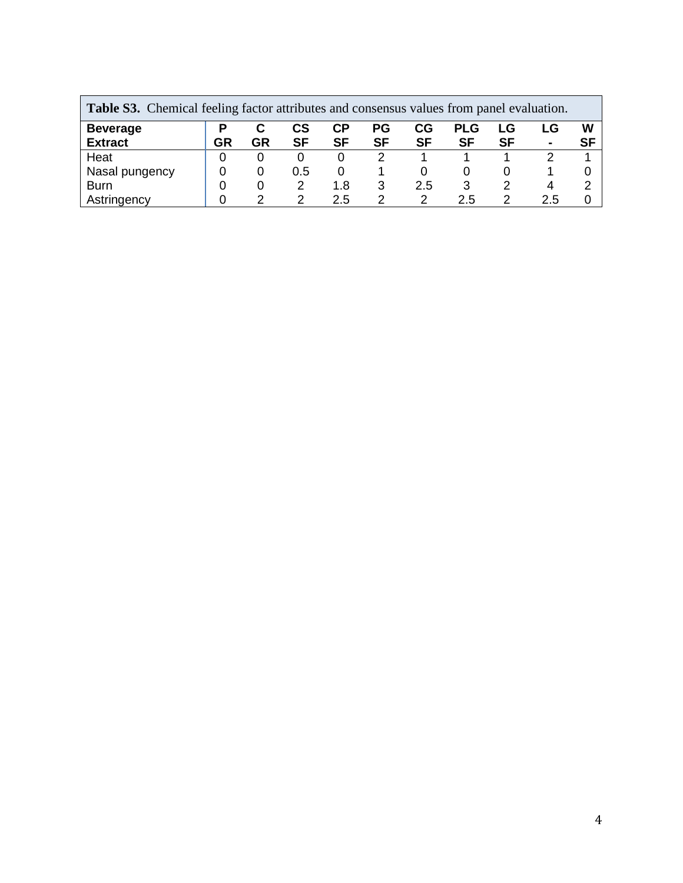**Table S3.** Chemical feeling factor attributes and consensus values from panel evaluation.

| Beverage Extract | P GR | C GR | CS SF | CP SF | PG SF | CG SF | PLG SF | LG SF | LG - | W SF |
|---|---|---|---|---|---|---|---|---|---|---|
| Heat | 0 | 0 | 0 | 0 | 2 | 1 | 1 | 1 | 2 | 1 |
| Nasal pungency | 0 | 0 | 0.5 | 0 | 1 | 0 | 0 | 0 | 1 | 0 |
| Burn | 0 | 0 | 2 | 1.8 | 3 | 2.5 | 3 | 2 | 4 | 2 |
| Astringency | 0 | 2 | 2 | 2.5 | 2 | 2 | 2.5 | 2 | 2.5 | 0 |